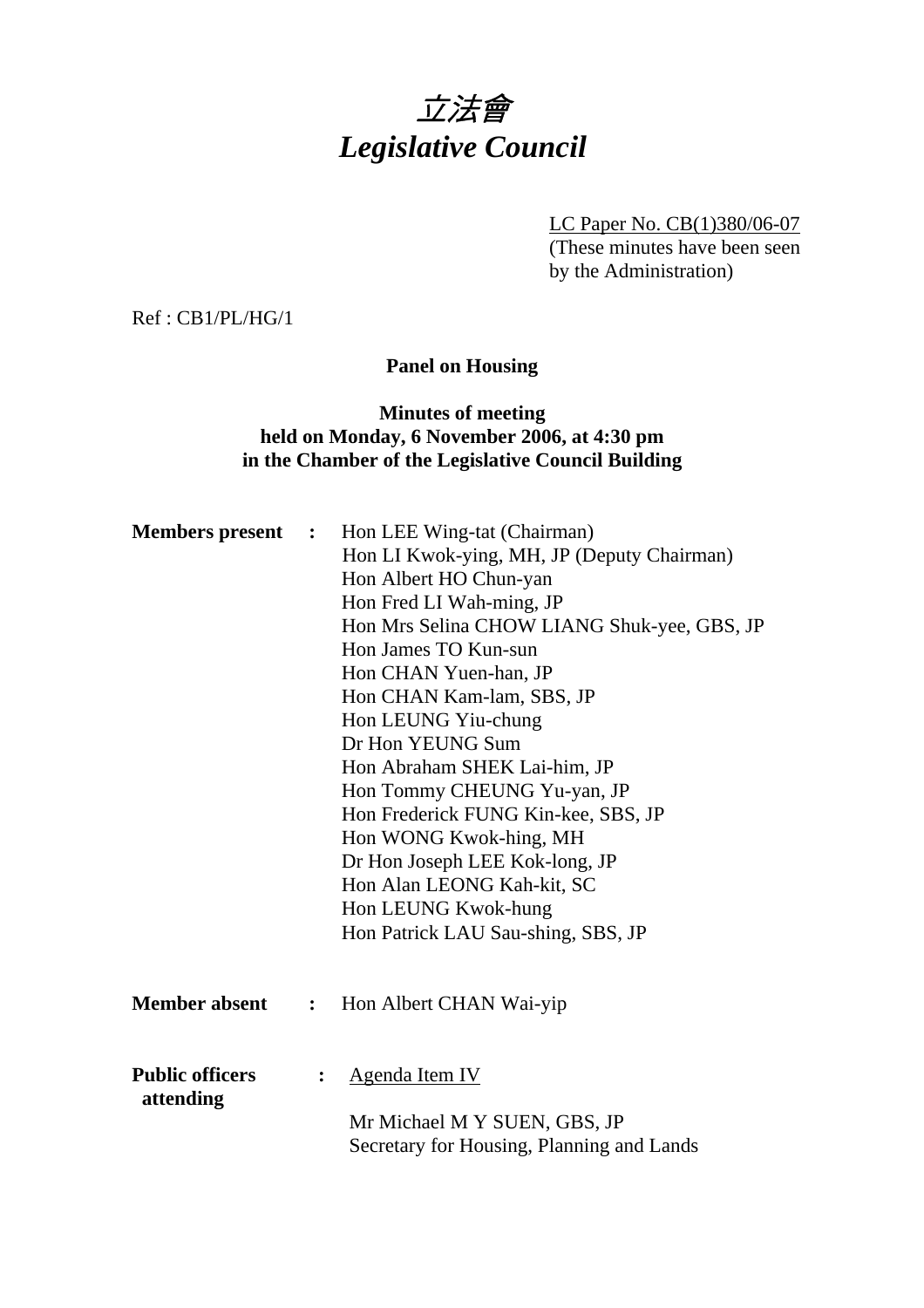# 立法會
# *Legislative Council*

LC Paper No. CB(1)380/06-07
(These minutes have been seen by the Administration)

Ref : CB1/PL/HG/1

**Panel on Housing**

**Minutes of meeting**
**held on Monday, 6 November 2006, at 4:30 pm**
**in the Chamber of the Legislative Council Building**

**Members present :**
Hon LEE Wing-tat (Chairman)
Hon LI Kwok-ying, MH, JP (Deputy Chairman)
Hon Albert HO Chun-yan
Hon Fred LI Wah-ming, JP
Hon Mrs Selina CHOW LIANG Shuk-yee, GBS, JP
Hon James TO Kun-sun
Hon CHAN Yuen-han, JP
Hon CHAN Kam-lam, SBS, JP
Hon LEUNG Yiu-chung
Dr Hon YEUNG Sum
Hon Abraham SHEK Lai-him, JP
Hon Tommy CHEUNG Yu-yan, JP
Hon Frederick FUNG Kin-kee, SBS, JP
Hon WONG Kwok-hing, MH
Dr Hon Joseph LEE Kok-long, JP
Hon Alan LEONG Kah-kit, SC
Hon LEUNG Kwok-hung
Hon Patrick LAU Sau-shing, SBS, JP

**Member absent :**
Hon Albert CHAN Wai-yip

**Public officers attending :**
Agenda Item IV

Mr Michael M Y SUEN, GBS, JP
Secretary for Housing, Planning and Lands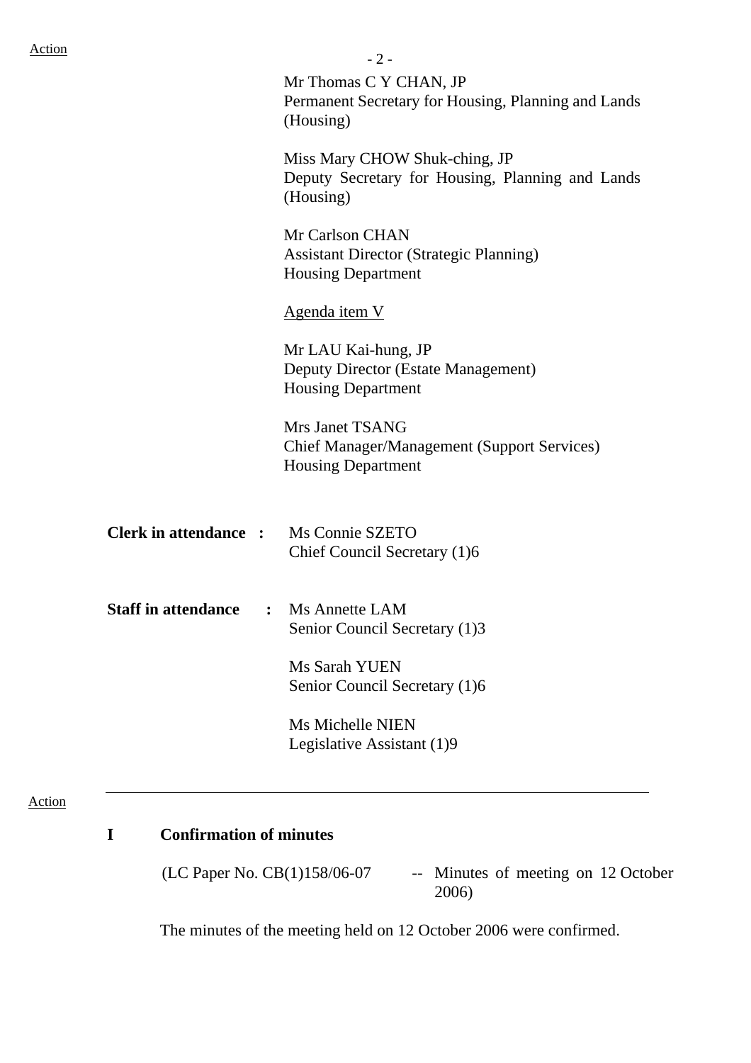Mr Thomas C Y CHAN, JP
Permanent Secretary for Housing, Planning and Lands (Housing)

Miss Mary CHOW Shuk-ching, JP
Deputy Secretary for Housing, Planning and Lands (Housing)

Mr Carlson CHAN
Assistant Director (Strategic Planning)
Housing Department

Agenda item V

Mr LAU Kai-hung, JP
Deputy Director (Estate Management)
Housing Department

Mrs Janet TSANG
Chief Manager/Management (Support Services)
Housing Department

**Clerk in attendance :** Ms Connie SZETO
Chief Council Secretary (1)6

**Staff in attendance :** Ms Annette LAM
Senior Council Secretary (1)3

Ms Sarah YUEN
Senior Council Secretary (1)6

Ms Michelle NIEN
Legislative Assistant (1)9

---

Action

## I Confirmation of minutes

(LC Paper No. CB(1)158/06-07 -- Minutes of meeting on 12 October 2006)

The minutes of the meeting held on 12 October 2006 were confirmed.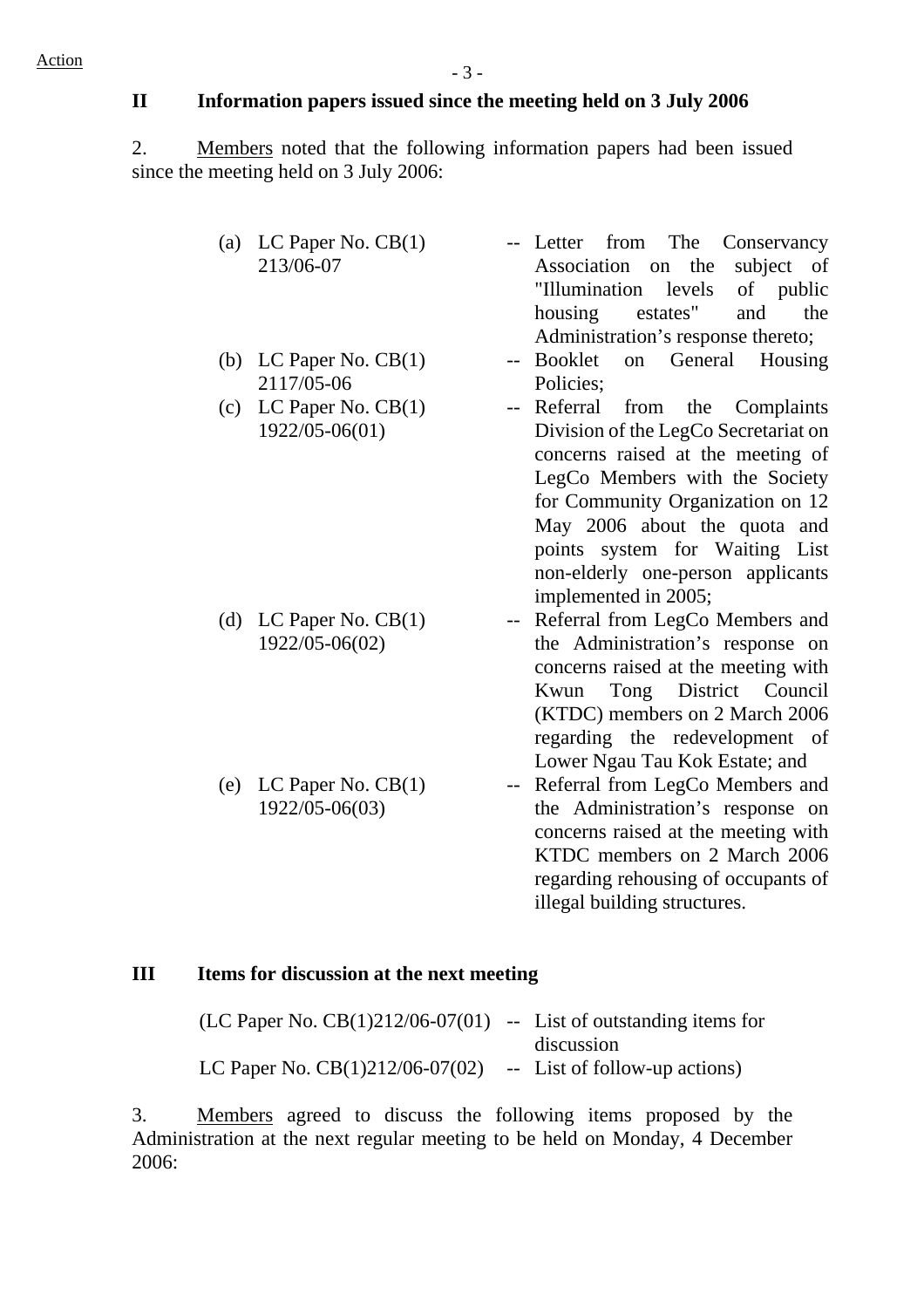Action

## II Information papers issued since the meeting held on 3 July 2006

2. Members noted that the following information papers had been issued since the meeting held on 3 July 2006:

(a) LC Paper No. CB(1) 213/06-07 -- Letter from The Conservancy Association on the subject of "Illumination levels of public housing estates" and the Administration's response thereto;

(b) LC Paper No. CB(1) 2117/05-06 -- Booklet on General Housing Policies;

(c) LC Paper No. CB(1) 1922/05-06(01) -- Referral from the Complaints Division of the LegCo Secretariat on concerns raised at the meeting of LegCo Members with the Society for Community Organization on 12 May 2006 about the quota and points system for Waiting List non-elderly one-person applicants implemented in 2005;

(d) LC Paper No. CB(1) 1922/05-06(02) -- Referral from LegCo Members and the Administration's response on concerns raised at the meeting with Kwun Tong District Council (KTDC) members on 2 March 2006 regarding the redevelopment of Lower Ngau Tau Kok Estate; and

(e) LC Paper No. CB(1) 1922/05-06(03) -- Referral from LegCo Members and the Administration's response on concerns raised at the meeting with KTDC members on 2 March 2006 regarding rehousing of occupants of illegal building structures.

## III Items for discussion at the next meeting

(LC Paper No. CB(1)212/06-07(01) -- List of outstanding items for discussion

LC Paper No. CB(1)212/06-07(02) -- List of follow-up actions)

3. Members agreed to discuss the following items proposed by the Administration at the next regular meeting to be held on Monday, 4 December 2006: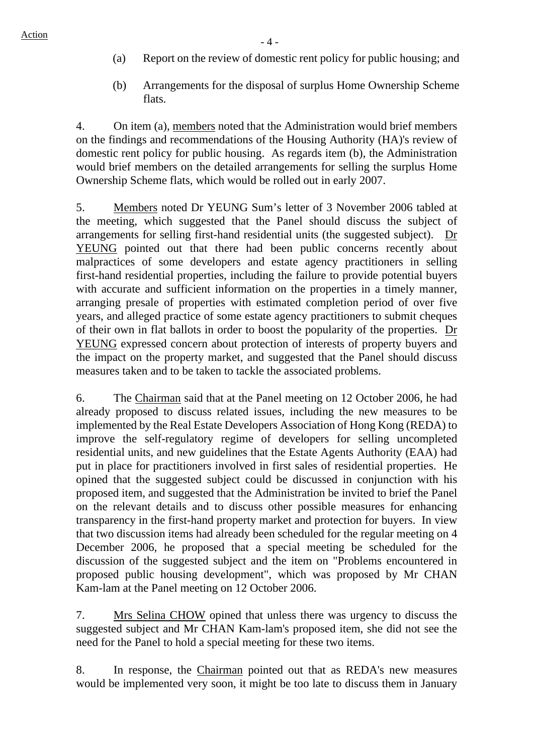(a) Report on the review of domestic rent policy for public housing; and

(b) Arrangements for the disposal of surplus Home Ownership Scheme flats.

4. On item (a), members noted that the Administration would brief members on the findings and recommendations of the Housing Authority (HA)'s review of domestic rent policy for public housing. As regards item (b), the Administration would brief members on the detailed arrangements for selling the surplus Home Ownership Scheme flats, which would be rolled out in early 2007.

5. Members noted Dr YEUNG Sum's letter of 3 November 2006 tabled at the meeting, which suggested that the Panel should discuss the subject of arrangements for selling first-hand residential units (the suggested subject). Dr YEUNG pointed out that there had been public concerns recently about malpractices of some developers and estate agency practitioners in selling first-hand residential properties, including the failure to provide potential buyers with accurate and sufficient information on the properties in a timely manner, arranging presale of properties with estimated completion period of over five years, and alleged practice of some estate agency practitioners to submit cheques of their own in flat ballots in order to boost the popularity of the properties. Dr YEUNG expressed concern about protection of interests of property buyers and the impact on the property market, and suggested that the Panel should discuss measures taken and to be taken to tackle the associated problems.

6. The Chairman said that at the Panel meeting on 12 October 2006, he had already proposed to discuss related issues, including the new measures to be implemented by the Real Estate Developers Association of Hong Kong (REDA) to improve the self-regulatory regime of developers for selling uncompleted residential units, and new guidelines that the Estate Agents Authority (EAA) had put in place for practitioners involved in first sales of residential properties. He opined that the suggested subject could be discussed in conjunction with his proposed item, and suggested that the Administration be invited to brief the Panel on the relevant details and to discuss other possible measures for enhancing transparency in the first-hand property market and protection for buyers. In view that two discussion items had already been scheduled for the regular meeting on 4 December 2006, he proposed that a special meeting be scheduled for the discussion of the suggested subject and the item on "Problems encountered in proposed public housing development", which was proposed by Mr CHAN Kam-lam at the Panel meeting on 12 October 2006.

7. Mrs Selina CHOW opined that unless there was urgency to discuss the suggested subject and Mr CHAN Kam-lam's proposed item, she did not see the need for the Panel to hold a special meeting for these two items.

8. In response, the Chairman pointed out that as REDA's new measures would be implemented very soon, it might be too late to discuss them in January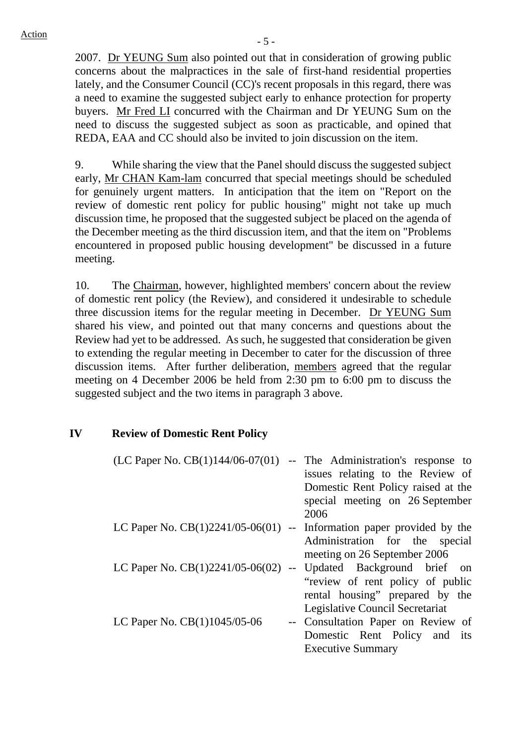2007. Dr YEUNG Sum also pointed out that in consideration of growing public concerns about the malpractices in the sale of first-hand residential properties lately, and the Consumer Council (CC)'s recent proposals in this regard, there was a need to examine the suggested subject early to enhance protection for property buyers. Mr Fred LI concurred with the Chairman and Dr YEUNG Sum on the need to discuss the suggested subject as soon as practicable, and opined that REDA, EAA and CC should also be invited to join discussion on the item.

9. While sharing the view that the Panel should discuss the suggested subject early, Mr CHAN Kam-lam concurred that special meetings should be scheduled for genuinely urgent matters. In anticipation that the item on "Report on the review of domestic rent policy for public housing" might not take up much discussion time, he proposed that the suggested subject be placed on the agenda of the December meeting as the third discussion item, and that the item on "Problems encountered in proposed public housing development" be discussed in a future meeting.

10. The Chairman, however, highlighted members' concern about the review of domestic rent policy (the Review), and considered it undesirable to schedule three discussion items for the regular meeting in December. Dr YEUNG Sum shared his view, and pointed out that many concerns and questions about the Review had yet to be addressed. As such, he suggested that consideration be given to extending the regular meeting in December to cater for the discussion of three discussion items. After further deliberation, members agreed that the regular meeting on 4 December 2006 be held from 2:30 pm to 6:00 pm to discuss the suggested subject and the two items in paragraph 3 above.

## IV Review of Domestic Rent Policy

| | | |
|---|---|---|
| (LC Paper No. CB(1)144/06-07(01) | -- | The Administration's response to issues relating to the Review of Domestic Rent Policy raised at the special meeting on 26 September 2006 |
| LC Paper No. CB(1)2241/05-06(01) | -- | Information paper provided by the Administration for the special meeting on 26 September 2006 |
| LC Paper No. CB(1)2241/05-06(02) | -- | Updated Background brief on "review of rent policy of public rental housing" prepared by the Legislative Council Secretariat |
| LC Paper No. CB(1)1045/05-06 | -- | Consultation Paper on Review of Domestic Rent Policy and its Executive Summary |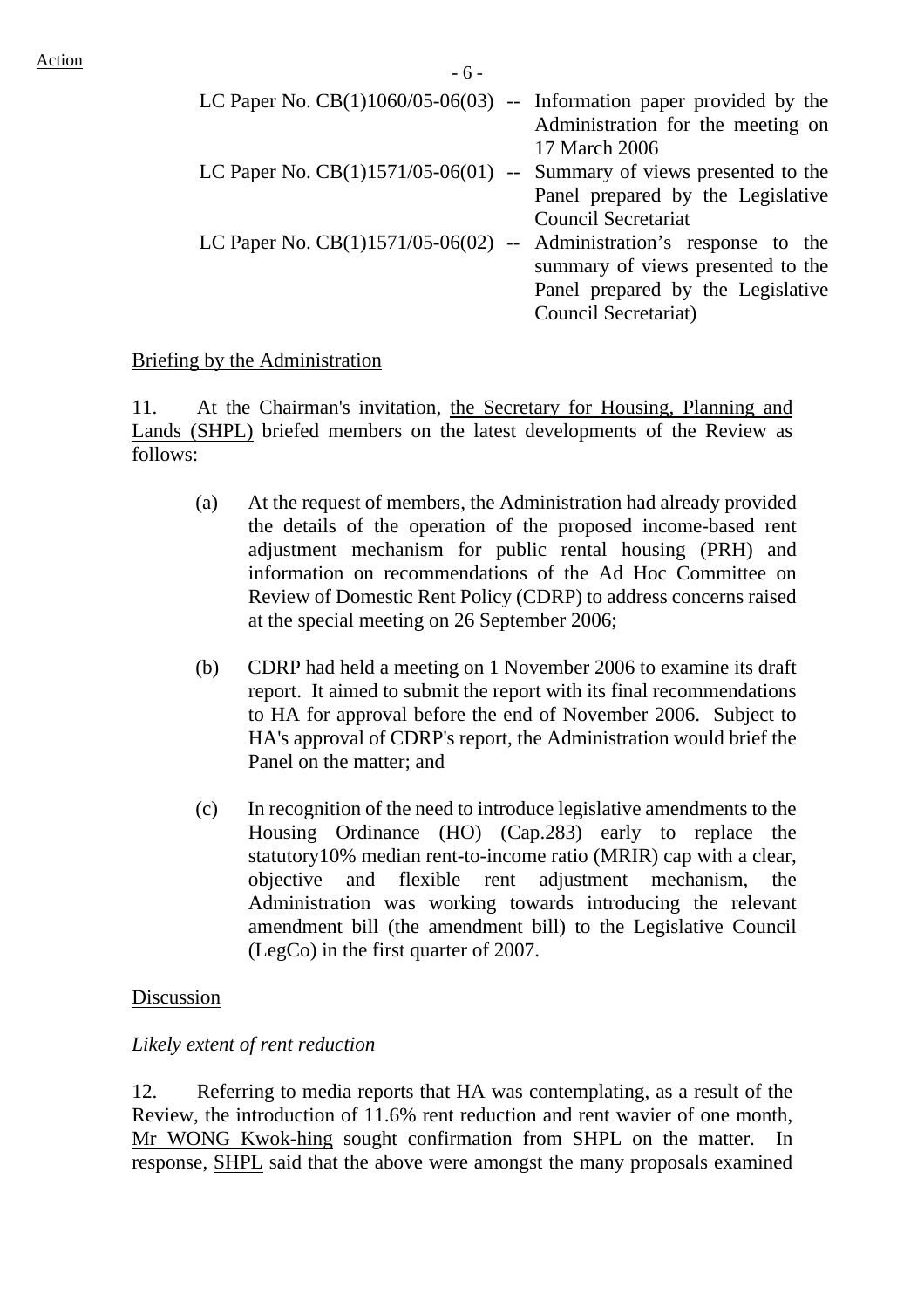Action

LC Paper No. CB(1)1060/05-06(03) -- Information paper provided by the Administration for the meeting on 17 March 2006

LC Paper No. CB(1)1571/05-06(01) -- Summary of views presented to the Panel prepared by the Legislative Council Secretariat

LC Paper No. CB(1)1571/05-06(02) -- Administration's response to the summary of views presented to the Panel prepared by the Legislative Council Secretariat)

Briefing by the Administration

11. At the Chairman's invitation, the Secretary for Housing, Planning and Lands (SHPL) briefed members on the latest developments of the Review as follows:

(a) At the request of members, the Administration had already provided the details of the operation of the proposed income-based rent adjustment mechanism for public rental housing (PRH) and information on recommendations of the Ad Hoc Committee on Review of Domestic Rent Policy (CDRP) to address concerns raised at the special meeting on 26 September 2006;

(b) CDRP had held a meeting on 1 November 2006 to examine its draft report. It aimed to submit the report with its final recommendations to HA for approval before the end of November 2006. Subject to HA's approval of CDRP's report, the Administration would brief the Panel on the matter; and

(c) In recognition of the need to introduce legislative amendments to the Housing Ordinance (HO) (Cap.283) early to replace the statutory10% median rent-to-income ratio (MRIR) cap with a clear, objective and flexible rent adjustment mechanism, the Administration was working towards introducing the relevant amendment bill (the amendment bill) to the Legislative Council (LegCo) in the first quarter of 2007.

Discussion

*Likely extent of rent reduction*

12. Referring to media reports that HA was contemplating, as a result of the Review, the introduction of 11.6% rent reduction and rent wavier of one month, Mr WONG Kwok-hing sought confirmation from SHPL on the matter. In response, SHPL said that the above were amongst the many proposals examined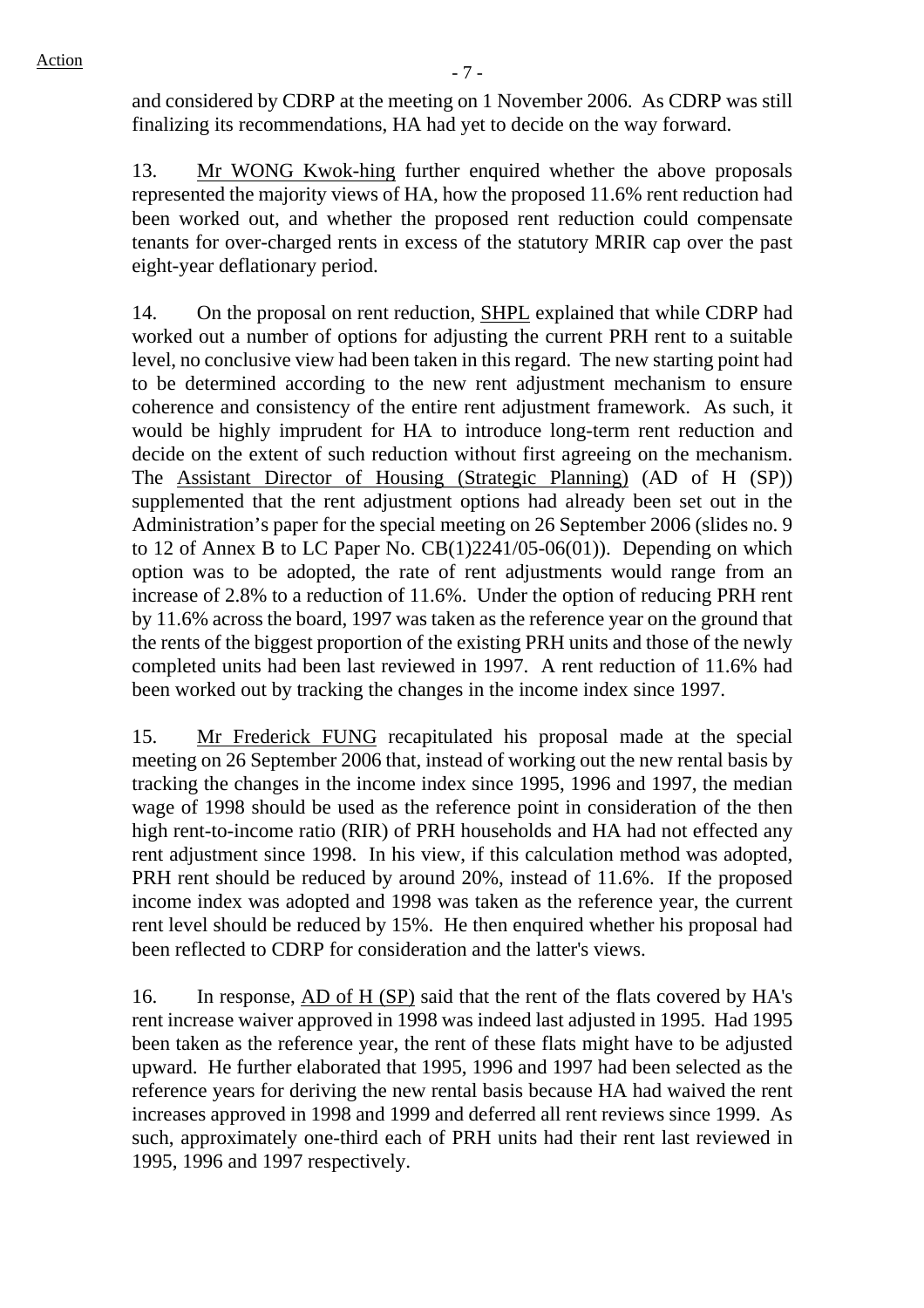and considered by CDRP at the meeting on 1 November 2006. As CDRP was still finalizing its recommendations, HA had yet to decide on the way forward.

13. Mr WONG Kwok-hing further enquired whether the above proposals represented the majority views of HA, how the proposed 11.6% rent reduction had been worked out, and whether the proposed rent reduction could compensate tenants for over-charged rents in excess of the statutory MRIR cap over the past eight-year deflationary period.

14. On the proposal on rent reduction, SHPL explained that while CDRP had worked out a number of options for adjusting the current PRH rent to a suitable level, no conclusive view had been taken in this regard. The new starting point had to be determined according to the new rent adjustment mechanism to ensure coherence and consistency of the entire rent adjustment framework. As such, it would be highly imprudent for HA to introduce long-term rent reduction and decide on the extent of such reduction without first agreeing on the mechanism. The Assistant Director of Housing (Strategic Planning) (AD of H (SP)) supplemented that the rent adjustment options had already been set out in the Administration's paper for the special meeting on 26 September 2006 (slides no. 9 to 12 of Annex B to LC Paper No. CB(1)2241/05-06(01)). Depending on which option was to be adopted, the rate of rent adjustments would range from an increase of 2.8% to a reduction of 11.6%. Under the option of reducing PRH rent by 11.6% across the board, 1997 was taken as the reference year on the ground that the rents of the biggest proportion of the existing PRH units and those of the newly completed units had been last reviewed in 1997. A rent reduction of 11.6% had been worked out by tracking the changes in the income index since 1997.

15. Mr Frederick FUNG recapitulated his proposal made at the special meeting on 26 September 2006 that, instead of working out the new rental basis by tracking the changes in the income index since 1995, 1996 and 1997, the median wage of 1998 should be used as the reference point in consideration of the then high rent-to-income ratio (RIR) of PRH households and HA had not effected any rent adjustment since 1998. In his view, if this calculation method was adopted, PRH rent should be reduced by around 20%, instead of 11.6%. If the proposed income index was adopted and 1998 was taken as the reference year, the current rent level should be reduced by 15%. He then enquired whether his proposal had been reflected to CDRP for consideration and the latter's views.

16. In response, AD of H (SP) said that the rent of the flats covered by HA's rent increase waiver approved in 1998 was indeed last adjusted in 1995. Had 1995 been taken as the reference year, the rent of these flats might have to be adjusted upward. He further elaborated that 1995, 1996 and 1997 had been selected as the reference years for deriving the new rental basis because HA had waived the rent increases approved in 1998 and 1999 and deferred all rent reviews since 1999. As such, approximately one-third each of PRH units had their rent last reviewed in 1995, 1996 and 1997 respectively.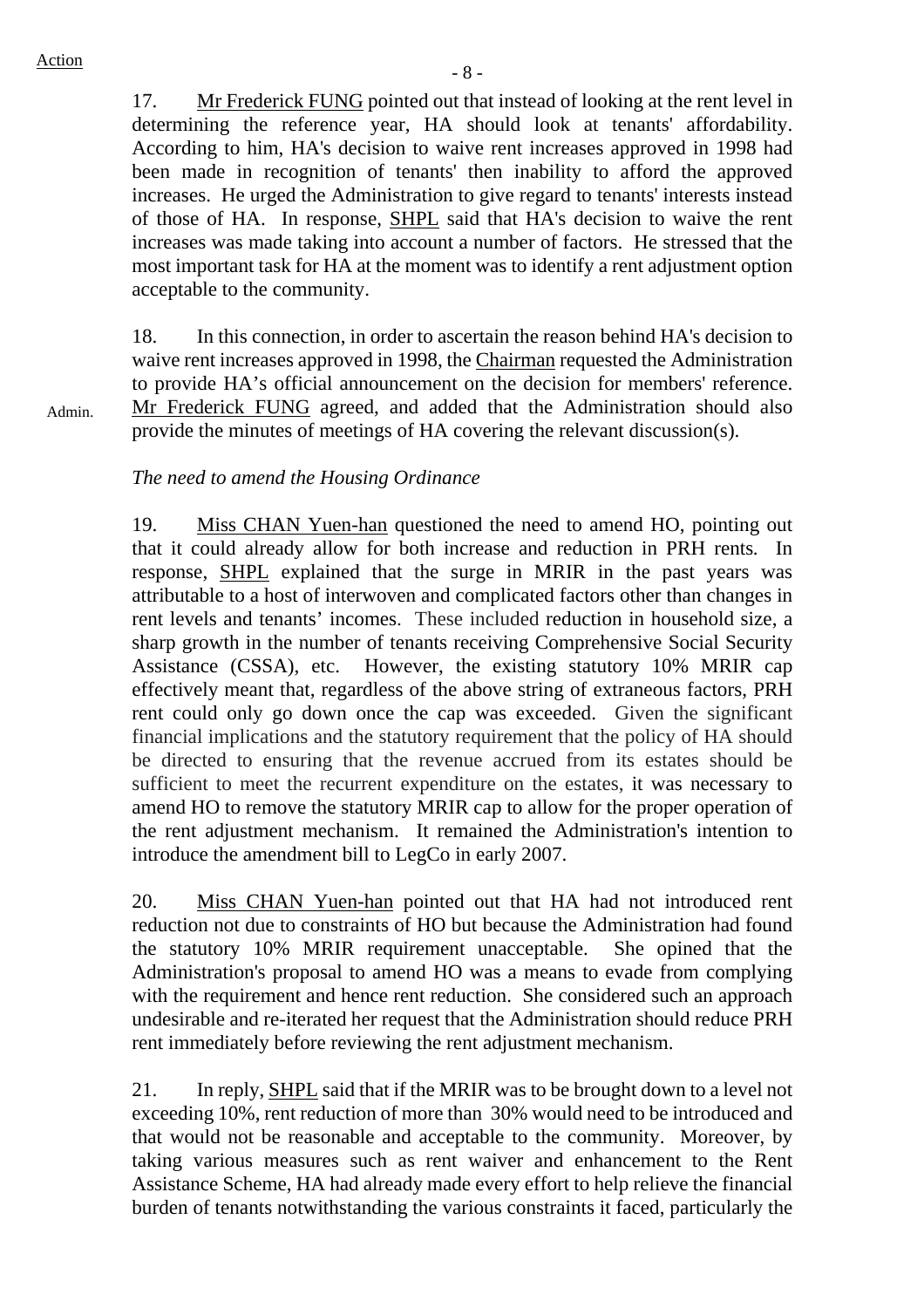Action

17. Mr Frederick FUNG pointed out that instead of looking at the rent level in determining the reference year, HA should look at tenants' affordability. According to him, HA's decision to waive rent increases approved in 1998 had been made in recognition of tenants' then inability to afford the approved increases. He urged the Administration to give regard to tenants' interests instead of those of HA. In response, SHPL said that HA's decision to waive the rent increases was made taking into account a number of factors. He stressed that the most important task for HA at the moment was to identify a rent adjustment option acceptable to the community.

18. In this connection, in order to ascertain the reason behind HA's decision to waive rent increases approved in 1998, the Chairman requested the Administration to provide HA's official announcement on the decision for members' reference. Mr Frederick FUNG agreed, and added that the Administration should also provide the minutes of meetings of HA covering the relevant discussion(s).

Admin.

*The need to amend the Housing Ordinance*

19. Miss CHAN Yuen-han questioned the need to amend HO, pointing out that it could already allow for both increase and reduction in PRH rents. In response, SHPL explained that the surge in MRIR in the past years was attributable to a host of interwoven and complicated factors other than changes in rent levels and tenants' incomes. These included reduction in household size, a sharp growth in the number of tenants receiving Comprehensive Social Security Assistance (CSSA), etc. However, the existing statutory 10% MRIR cap effectively meant that, regardless of the above string of extraneous factors, PRH rent could only go down once the cap was exceeded. Given the significant financial implications and the statutory requirement that the policy of HA should be directed to ensuring that the revenue accrued from its estates should be sufficient to meet the recurrent expenditure on the estates, it was necessary to amend HO to remove the statutory MRIR cap to allow for the proper operation of the rent adjustment mechanism. It remained the Administration's intention to introduce the amendment bill to LegCo in early 2007.

20. Miss CHAN Yuen-han pointed out that HA had not introduced rent reduction not due to constraints of HO but because the Administration had found the statutory 10% MRIR requirement unacceptable. She opined that the Administration's proposal to amend HO was a means to evade from complying with the requirement and hence rent reduction. She considered such an approach undesirable and re-iterated her request that the Administration should reduce PRH rent immediately before reviewing the rent adjustment mechanism.

21. In reply, SHPL said that if the MRIR was to be brought down to a level not exceeding 10%, rent reduction of more than 30% would need to be introduced and that would not be reasonable and acceptable to the community. Moreover, by taking various measures such as rent waiver and enhancement to the Rent Assistance Scheme, HA had already made every effort to help relieve the financial burden of tenants notwithstanding the various constraints it faced, particularly the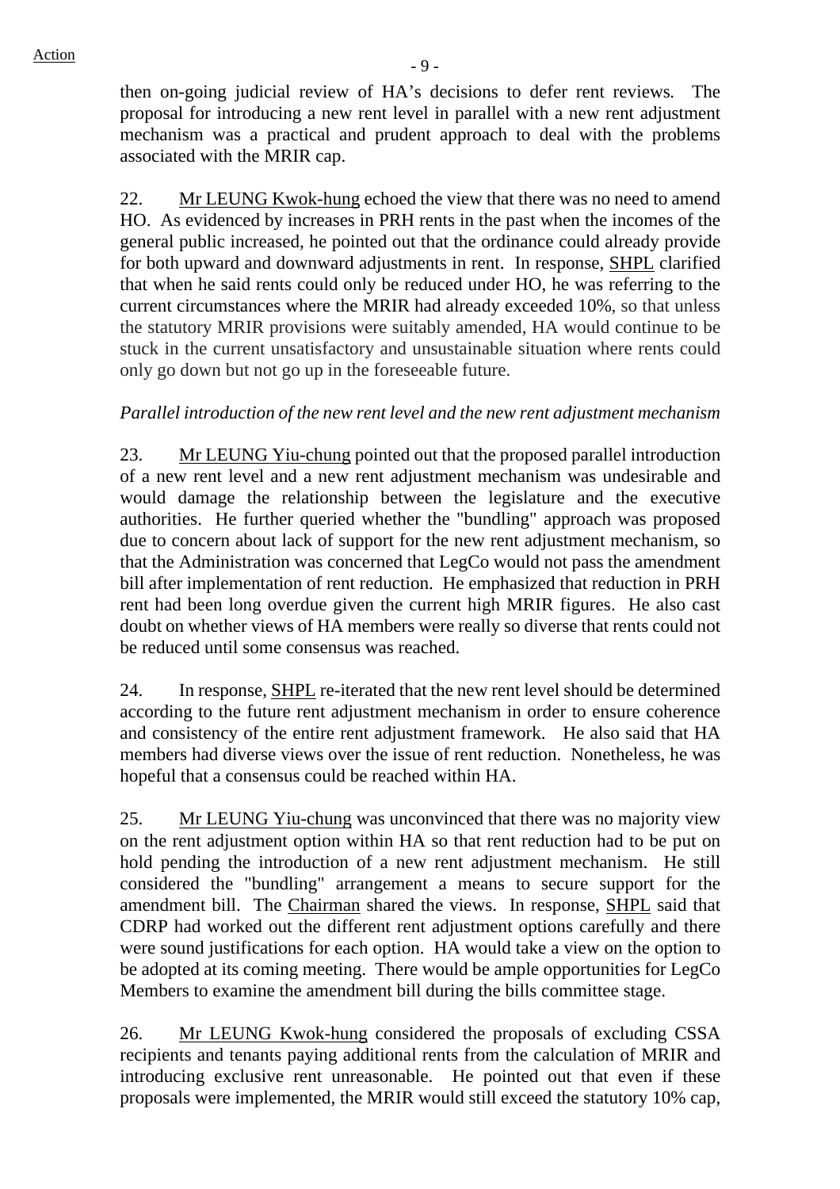then on-going judicial review of HA's decisions to defer rent reviews. The proposal for introducing a new rent level in parallel with a new rent adjustment mechanism was a practical and prudent approach to deal with the problems associated with the MRIR cap.

22. Mr LEUNG Kwok-hung echoed the view that there was no need to amend HO. As evidenced by increases in PRH rents in the past when the incomes of the general public increased, he pointed out that the ordinance could already provide for both upward and downward adjustments in rent. In response, SHPL clarified that when he said rents could only be reduced under HO, he was referring to the current circumstances where the MRIR had already exceeded 10%, so that unless the statutory MRIR provisions were suitably amended, HA would continue to be stuck in the current unsatisfactory and unsustainable situation where rents could only go down but not go up in the foreseeable future.

*Parallel introduction of the new rent level and the new rent adjustment mechanism*

23. Mr LEUNG Yiu-chung pointed out that the proposed parallel introduction of a new rent level and a new rent adjustment mechanism was undesirable and would damage the relationship between the legislature and the executive authorities. He further queried whether the "bundling" approach was proposed due to concern about lack of support for the new rent adjustment mechanism, so that the Administration was concerned that LegCo would not pass the amendment bill after implementation of rent reduction. He emphasized that reduction in PRH rent had been long overdue given the current high MRIR figures. He also cast doubt on whether views of HA members were really so diverse that rents could not be reduced until some consensus was reached.

24. In response, SHPL re-iterated that the new rent level should be determined according to the future rent adjustment mechanism in order to ensure coherence and consistency of the entire rent adjustment framework. He also said that HA members had diverse views over the issue of rent reduction. Nonetheless, he was hopeful that a consensus could be reached within HA.

25. Mr LEUNG Yiu-chung was unconvinced that there was no majority view on the rent adjustment option within HA so that rent reduction had to be put on hold pending the introduction of a new rent adjustment mechanism. He still considered the "bundling" arrangement a means to secure support for the amendment bill. The Chairman shared the views. In response, SHPL said that CDRP had worked out the different rent adjustment options carefully and there were sound justifications for each option. HA would take a view on the option to be adopted at its coming meeting. There would be ample opportunities for LegCo Members to examine the amendment bill during the bills committee stage.

26. Mr LEUNG Kwok-hung considered the proposals of excluding CSSA recipients and tenants paying additional rents from the calculation of MRIR and introducing exclusive rent unreasonable. He pointed out that even if these proposals were implemented, the MRIR would still exceed the statutory 10% cap,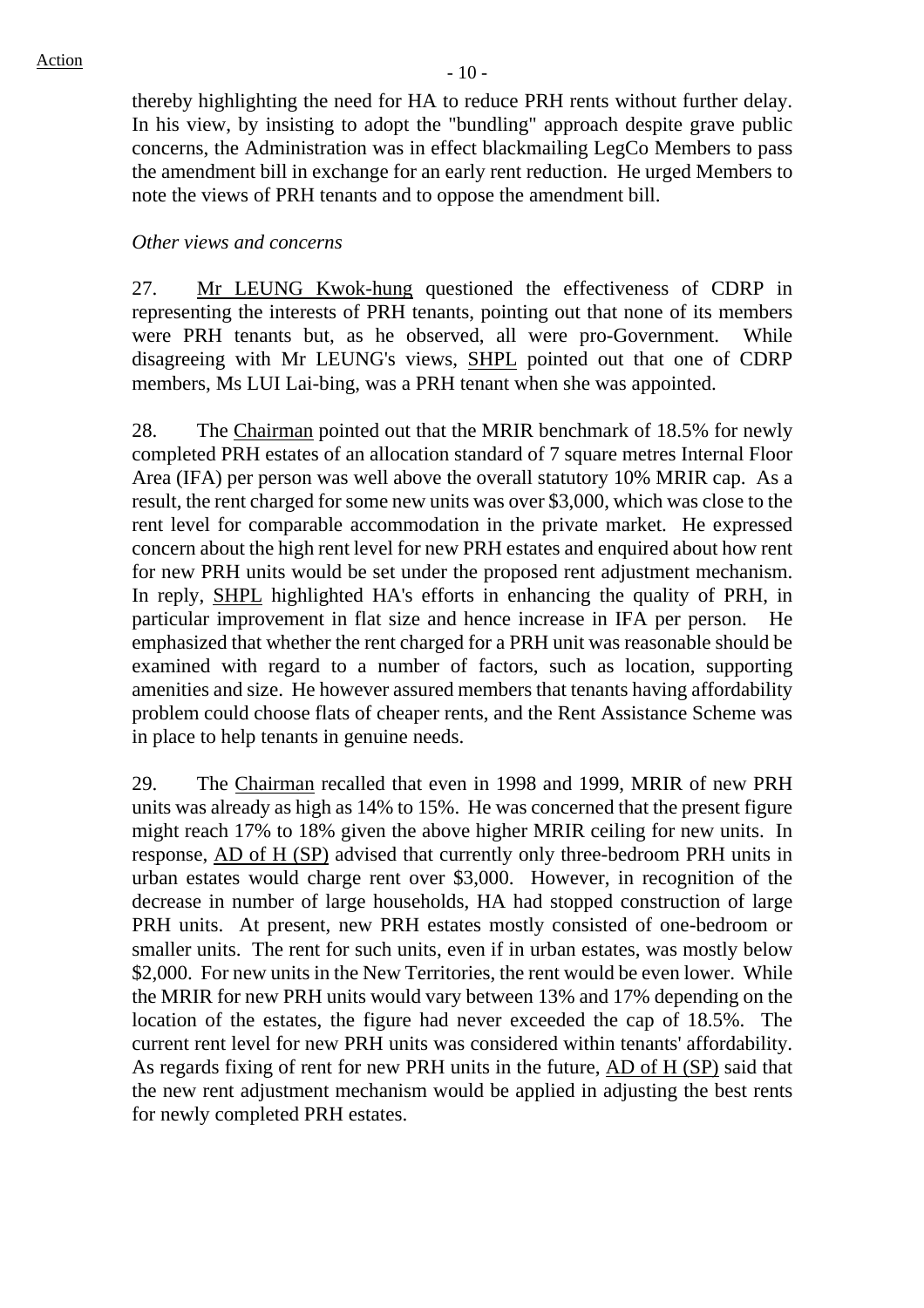thereby highlighting the need for HA to reduce PRH rents without further delay. In his view, by insisting to adopt the "bundling" approach despite grave public concerns, the Administration was in effect blackmailing LegCo Members to pass the amendment bill in exchange for an early rent reduction. He urged Members to note the views of PRH tenants and to oppose the amendment bill.

*Other views and concerns*

27. Mr LEUNG Kwok-hung questioned the effectiveness of CDRP in representing the interests of PRH tenants, pointing out that none of its members were PRH tenants but, as he observed, all were pro-Government. While disagreeing with Mr LEUNG's views, SHPL pointed out that one of CDRP members, Ms LUI Lai-bing, was a PRH tenant when she was appointed.

28. The Chairman pointed out that the MRIR benchmark of 18.5% for newly completed PRH estates of an allocation standard of 7 square metres Internal Floor Area (IFA) per person was well above the overall statutory 10% MRIR cap. As a result, the rent charged for some new units was over $3,000, which was close to the rent level for comparable accommodation in the private market. He expressed concern about the high rent level for new PRH estates and enquired about how rent for new PRH units would be set under the proposed rent adjustment mechanism. In reply, SHPL highlighted HA's efforts in enhancing the quality of PRH, in particular improvement in flat size and hence increase in IFA per person. He emphasized that whether the rent charged for a PRH unit was reasonable should be examined with regard to a number of factors, such as location, supporting amenities and size. He however assured members that tenants having affordability problem could choose flats of cheaper rents, and the Rent Assistance Scheme was in place to help tenants in genuine needs.

29. The Chairman recalled that even in 1998 and 1999, MRIR of new PRH units was already as high as 14% to 15%. He was concerned that the present figure might reach 17% to 18% given the above higher MRIR ceiling for new units. In response, AD of H (SP) advised that currently only three-bedroom PRH units in urban estates would charge rent over $3,000. However, in recognition of the decrease in number of large households, HA had stopped construction of large PRH units. At present, new PRH estates mostly consisted of one-bedroom or smaller units. The rent for such units, even if in urban estates, was mostly below $2,000. For new units in the New Territories, the rent would be even lower. While the MRIR for new PRH units would vary between 13% and 17% depending on the location of the estates, the figure had never exceeded the cap of 18.5%. The current rent level for new PRH units was considered within tenants' affordability. As regards fixing of rent for new PRH units in the future, AD of H (SP) said that the new rent adjustment mechanism would be applied in adjusting the best rents for newly completed PRH estates.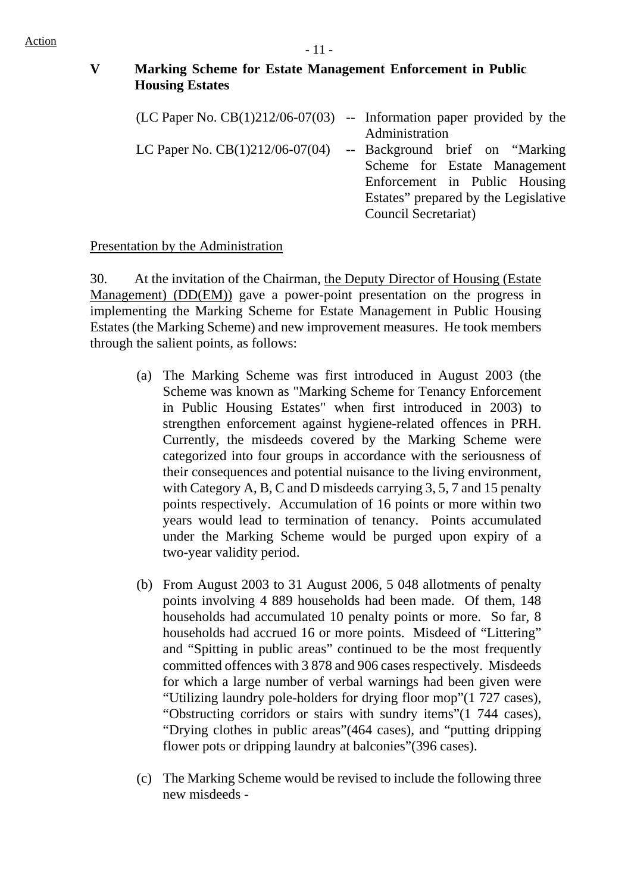Action

## V Marking Scheme for Estate Management Enforcement in Public Housing Estates

(LC Paper No. CB(1)212/06-07(03) -- Information paper provided by the Administration

LC Paper No. CB(1)212/06-07(04) -- Background brief on "Marking Scheme for Estate Management Enforcement in Public Housing Estates" prepared by the Legislative Council Secretariat)

### Presentation by the Administration

30. At the invitation of the Chairman, the Deputy Director of Housing (Estate Management) (DD(EM)) gave a power-point presentation on the progress in implementing the Marking Scheme for Estate Management in Public Housing Estates (the Marking Scheme) and new improvement measures. He took members through the salient points, as follows:

(a) The Marking Scheme was first introduced in August 2003 (the Scheme was known as "Marking Scheme for Tenancy Enforcement in Public Housing Estates" when first introduced in 2003) to strengthen enforcement against hygiene-related offences in PRH. Currently, the misdeeds covered by the Marking Scheme were categorized into four groups in accordance with the seriousness of their consequences and potential nuisance to the living environment, with Category A, B, C and D misdeeds carrying 3, 5, 7 and 15 penalty points respectively. Accumulation of 16 points or more within two years would lead to termination of tenancy. Points accumulated under the Marking Scheme would be purged upon expiry of a two-year validity period.

(b) From August 2003 to 31 August 2006, 5 048 allotments of penalty points involving 4 889 households had been made. Of them, 148 households had accumulated 10 penalty points or more. So far, 8 households had accrued 16 or more points. Misdeed of "Littering" and "Spitting in public areas" continued to be the most frequently committed offences with 3 878 and 906 cases respectively. Misdeeds for which a large number of verbal warnings had been given were "Utilizing laundry pole-holders for drying floor mop"(1 727 cases), "Obstructing corridors or stairs with sundry items"(1 744 cases), "Drying clothes in public areas"(464 cases), and "putting dripping flower pots or dripping laundry at balconies"(396 cases).

(c) The Marking Scheme would be revised to include the following three new misdeeds -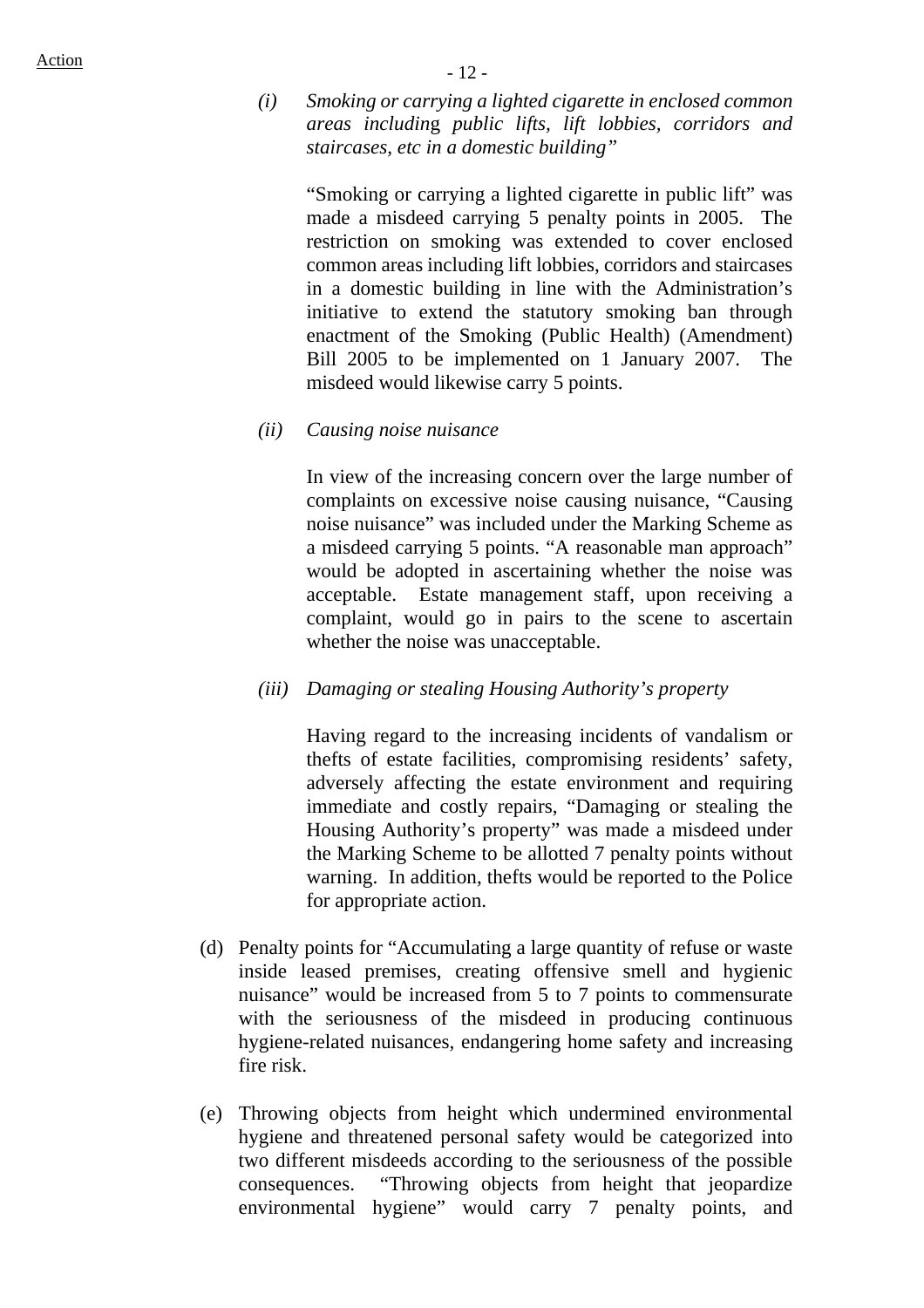*(i) Smoking or carrying a lighted cigarette in enclosed common areas including public lifts, lift lobbies, corridors and staircases, etc in a domestic building"*

"Smoking or carrying a lighted cigarette in public lift" was made a misdeed carrying 5 penalty points in 2005. The restriction on smoking was extended to cover enclosed common areas including lift lobbies, corridors and staircases in a domestic building in line with the Administration's initiative to extend the statutory smoking ban through enactment of the Smoking (Public Health) (Amendment) Bill 2005 to be implemented on 1 January 2007. The misdeed would likewise carry 5 points.

*(ii) Causing noise nuisance*

In view of the increasing concern over the large number of complaints on excessive noise causing nuisance, "Causing noise nuisance" was included under the Marking Scheme as a misdeed carrying 5 points. "A reasonable man approach" would be adopted in ascertaining whether the noise was acceptable. Estate management staff, upon receiving a complaint, would go in pairs to the scene to ascertain whether the noise was unacceptable.

*(iii) Damaging or stealing Housing Authority's property*

Having regard to the increasing incidents of vandalism or thefts of estate facilities, compromising residents' safety, adversely affecting the estate environment and requiring immediate and costly repairs, "Damaging or stealing the Housing Authority's property" was made a misdeed under the Marking Scheme to be allotted 7 penalty points without warning. In addition, thefts would be reported to the Police for appropriate action.

(d) Penalty points for "Accumulating a large quantity of refuse or waste inside leased premises, creating offensive smell and hygienic nuisance" would be increased from 5 to 7 points to commensurate with the seriousness of the misdeed in producing continuous hygiene-related nuisances, endangering home safety and increasing fire risk.

(e) Throwing objects from height which undermined environmental hygiene and threatened personal safety would be categorized into two different misdeeds according to the seriousness of the possible consequences. "Throwing objects from height that jeopardize environmental hygiene" would carry 7 penalty points, and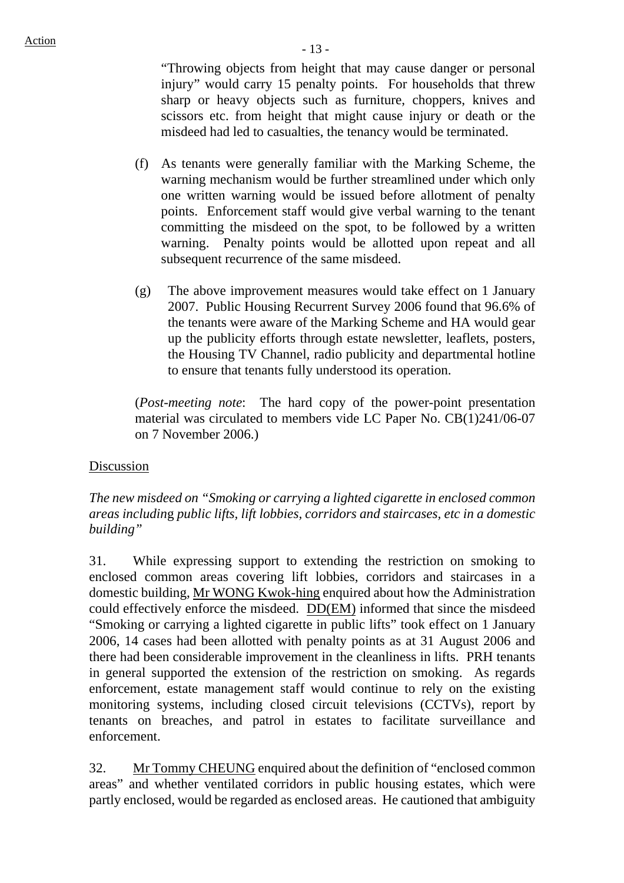"Throwing objects from height that may cause danger or personal injury" would carry 15 penalty points. For households that threw sharp or heavy objects such as furniture, choppers, knives and scissors etc. from height that might cause injury or death or the misdeed had led to casualties, the tenancy would be terminated.

(f) As tenants were generally familiar with the Marking Scheme, the warning mechanism would be further streamlined under which only one written warning would be issued before allotment of penalty points. Enforcement staff would give verbal warning to the tenant committing the misdeed on the spot, to be followed by a written warning. Penalty points would be allotted upon repeat and all subsequent recurrence of the same misdeed.

(g) The above improvement measures would take effect on 1 January 2007. Public Housing Recurrent Survey 2006 found that 96.6% of the tenants were aware of the Marking Scheme and HA would gear up the publicity efforts through estate newsletter, leaflets, posters, the Housing TV Channel, radio publicity and departmental hotline to ensure that tenants fully understood its operation.

(*Post-meeting note*: The hard copy of the power-point presentation material was circulated to members vide LC Paper No. CB(1)241/06-07 on 7 November 2006.)

Discussion

*The new misdeed on "Smoking or carrying a lighted cigarette in enclosed common areas including public lifts, lift lobbies, corridors and staircases, etc in a domestic building"*

31. While expressing support to extending the restriction on smoking to enclosed common areas covering lift lobbies, corridors and staircases in a domestic building, Mr WONG Kwok-hing enquired about how the Administration could effectively enforce the misdeed. DD(EM) informed that since the misdeed "Smoking or carrying a lighted cigarette in public lifts" took effect on 1 January 2006, 14 cases had been allotted with penalty points as at 31 August 2006 and there had been considerable improvement in the cleanliness in lifts. PRH tenants in general supported the extension of the restriction on smoking. As regards enforcement, estate management staff would continue to rely on the existing monitoring systems, including closed circuit televisions (CCTVs), report by tenants on breaches, and patrol in estates to facilitate surveillance and enforcement.

32. Mr Tommy CHEUNG enquired about the definition of "enclosed common areas" and whether ventilated corridors in public housing estates, which were partly enclosed, would be regarded as enclosed areas. He cautioned that ambiguity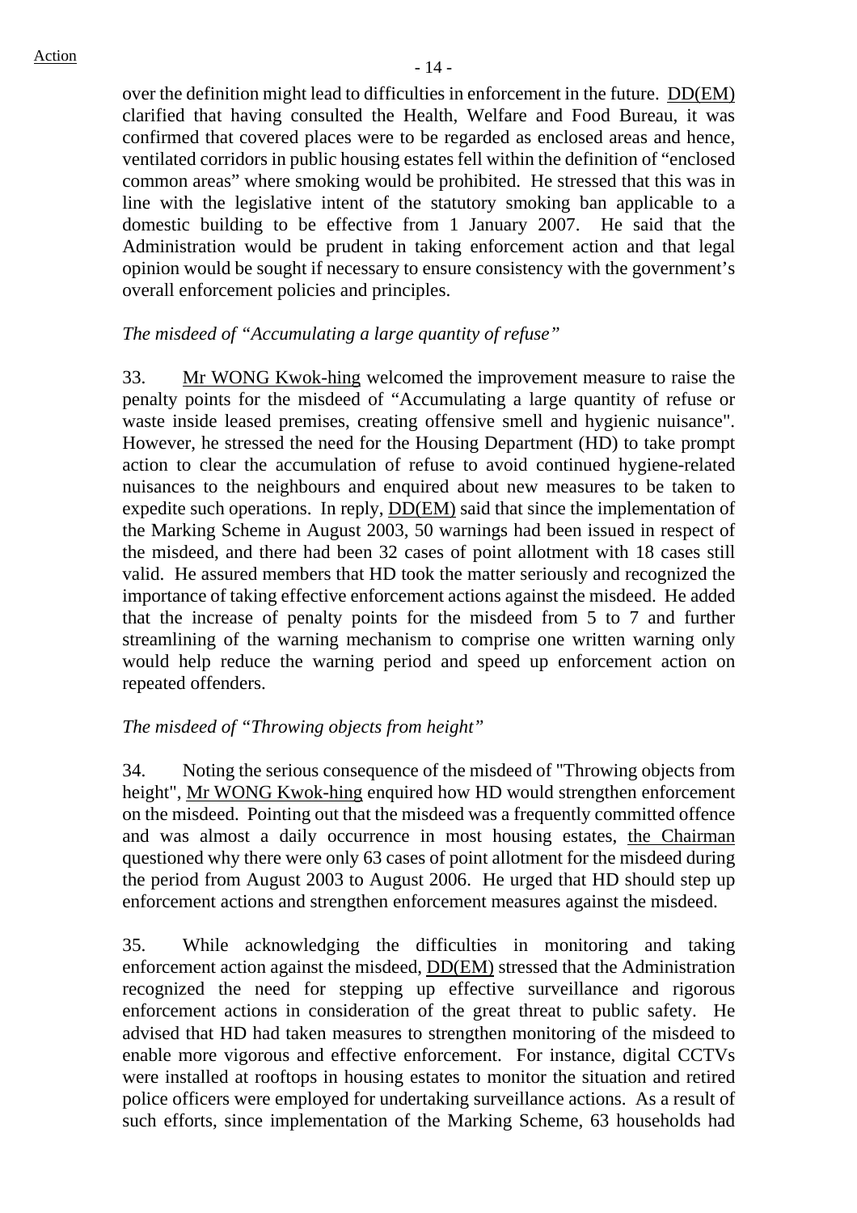over the definition might lead to difficulties in enforcement in the future. DD(EM) clarified that having consulted the Health, Welfare and Food Bureau, it was confirmed that covered places were to be regarded as enclosed areas and hence, ventilated corridors in public housing estates fell within the definition of "enclosed common areas" where smoking would be prohibited. He stressed that this was in line with the legislative intent of the statutory smoking ban applicable to a domestic building to be effective from 1 January 2007. He said that the Administration would be prudent in taking enforcement action and that legal opinion would be sought if necessary to ensure consistency with the government's overall enforcement policies and principles.

*The misdeed of "Accumulating a large quantity of refuse"*

33. Mr WONG Kwok-hing welcomed the improvement measure to raise the penalty points for the misdeed of "Accumulating a large quantity of refuse or waste inside leased premises, creating offensive smell and hygienic nuisance". However, he stressed the need for the Housing Department (HD) to take prompt action to clear the accumulation of refuse to avoid continued hygiene-related nuisances to the neighbours and enquired about new measures to be taken to expedite such operations. In reply, DD(EM) said that since the implementation of the Marking Scheme in August 2003, 50 warnings had been issued in respect of the misdeed, and there had been 32 cases of point allotment with 18 cases still valid. He assured members that HD took the matter seriously and recognized the importance of taking effective enforcement actions against the misdeed. He added that the increase of penalty points for the misdeed from 5 to 7 and further streamlining of the warning mechanism to comprise one written warning only would help reduce the warning period and speed up enforcement action on repeated offenders.

*The misdeed of "Throwing objects from height"*

34. Noting the serious consequence of the misdeed of "Throwing objects from height", Mr WONG Kwok-hing enquired how HD would strengthen enforcement on the misdeed. Pointing out that the misdeed was a frequently committed offence and was almost a daily occurrence in most housing estates, the Chairman questioned why there were only 63 cases of point allotment for the misdeed during the period from August 2003 to August 2006. He urged that HD should step up enforcement actions and strengthen enforcement measures against the misdeed.

35. While acknowledging the difficulties in monitoring and taking enforcement action against the misdeed, DD(EM) stressed that the Administration recognized the need for stepping up effective surveillance and rigorous enforcement actions in consideration of the great threat to public safety. He advised that HD had taken measures to strengthen monitoring of the misdeed to enable more vigorous and effective enforcement. For instance, digital CCTVs were installed at rooftops in housing estates to monitor the situation and retired police officers were employed for undertaking surveillance actions. As a result of such efforts, since implementation of the Marking Scheme, 63 households had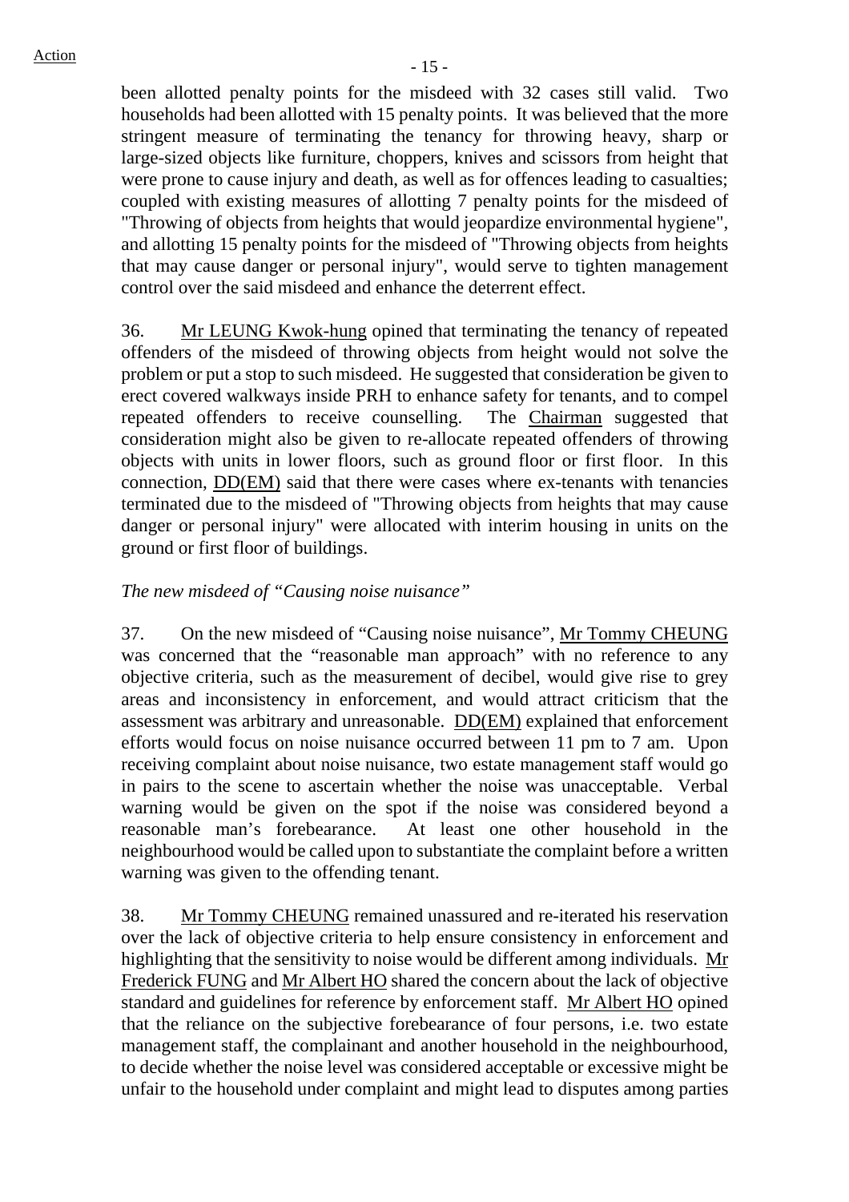been allotted penalty points for the misdeed with 32 cases still valid. Two households had been allotted with 15 penalty points. It was believed that the more stringent measure of terminating the tenancy for throwing heavy, sharp or large-sized objects like furniture, choppers, knives and scissors from height that were prone to cause injury and death, as well as for offences leading to casualties; coupled with existing measures of allotting 7 penalty points for the misdeed of "Throwing of objects from heights that would jeopardize environmental hygiene", and allotting 15 penalty points for the misdeed of "Throwing objects from heights that may cause danger or personal injury", would serve to tighten management control over the said misdeed and enhance the deterrent effect.

36. Mr LEUNG Kwok-hung opined that terminating the tenancy of repeated offenders of the misdeed of throwing objects from height would not solve the problem or put a stop to such misdeed. He suggested that consideration be given to erect covered walkways inside PRH to enhance safety for tenants, and to compel repeated offenders to receive counselling. The Chairman suggested that consideration might also be given to re-allocate repeated offenders of throwing objects with units in lower floors, such as ground floor or first floor. In this connection, DD(EM) said that there were cases where ex-tenants with tenancies terminated due to the misdeed of "Throwing objects from heights that may cause danger or personal injury" were allocated with interim housing in units on the ground or first floor of buildings.

*The new misdeed of "Causing noise nuisance"*

37. On the new misdeed of "Causing noise nuisance", Mr Tommy CHEUNG was concerned that the "reasonable man approach" with no reference to any objective criteria, such as the measurement of decibel, would give rise to grey areas and inconsistency in enforcement, and would attract criticism that the assessment was arbitrary and unreasonable. DD(EM) explained that enforcement efforts would focus on noise nuisance occurred between 11 pm to 7 am. Upon receiving complaint about noise nuisance, two estate management staff would go in pairs to the scene to ascertain whether the noise was unacceptable. Verbal warning would be given on the spot if the noise was considered beyond a reasonable man's forebearance. At least one other household in the neighbourhood would be called upon to substantiate the complaint before a written warning was given to the offending tenant.

38. Mr Tommy CHEUNG remained unassured and re-iterated his reservation over the lack of objective criteria to help ensure consistency in enforcement and highlighting that the sensitivity to noise would be different among individuals. Mr Frederick FUNG and Mr Albert HO shared the concern about the lack of objective standard and guidelines for reference by enforcement staff. Mr Albert HO opined that the reliance on the subjective forebearance of four persons, i.e. two estate management staff, the complainant and another household in the neighbourhood, to decide whether the noise level was considered acceptable or excessive might be unfair to the household under complaint and might lead to disputes among parties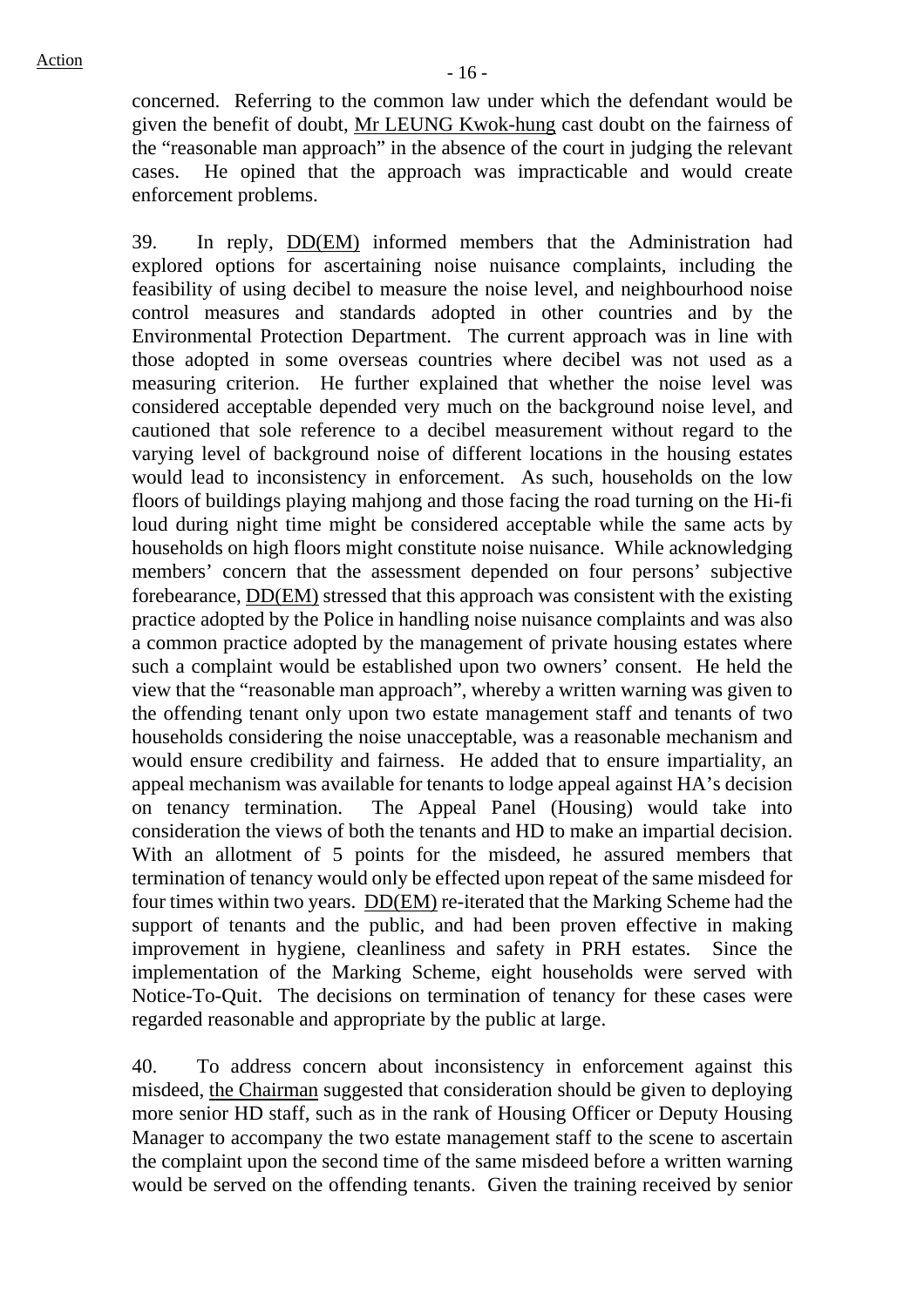concerned. Referring to the common law under which the defendant would be given the benefit of doubt, Mr LEUNG Kwok-hung cast doubt on the fairness of the "reasonable man approach" in the absence of the court in judging the relevant cases. He opined that the approach was impracticable and would create enforcement problems.

39. In reply, DD(EM) informed members that the Administration had explored options for ascertaining noise nuisance complaints, including the feasibility of using decibel to measure the noise level, and neighbourhood noise control measures and standards adopted in other countries and by the Environmental Protection Department. The current approach was in line with those adopted in some overseas countries where decibel was not used as a measuring criterion. He further explained that whether the noise level was considered acceptable depended very much on the background noise level, and cautioned that sole reference to a decibel measurement without regard to the varying level of background noise of different locations in the housing estates would lead to inconsistency in enforcement. As such, households on the low floors of buildings playing mahjong and those facing the road turning on the Hi-fi loud during night time might be considered acceptable while the same acts by households on high floors might constitute noise nuisance. While acknowledging members' concern that the assessment depended on four persons' subjective forebearance, DD(EM) stressed that this approach was consistent with the existing practice adopted by the Police in handling noise nuisance complaints and was also a common practice adopted by the management of private housing estates where such a complaint would be established upon two owners' consent. He held the view that the "reasonable man approach", whereby a written warning was given to the offending tenant only upon two estate management staff and tenants of two households considering the noise unacceptable, was a reasonable mechanism and would ensure credibility and fairness. He added that to ensure impartiality, an appeal mechanism was available for tenants to lodge appeal against HA's decision on tenancy termination. The Appeal Panel (Housing) would take into consideration the views of both the tenants and HD to make an impartial decision. With an allotment of 5 points for the misdeed, he assured members that termination of tenancy would only be effected upon repeat of the same misdeed for four times within two years. DD(EM) re-iterated that the Marking Scheme had the support of tenants and the public, and had been proven effective in making improvement in hygiene, cleanliness and safety in PRH estates. Since the implementation of the Marking Scheme, eight households were served with Notice-To-Quit. The decisions on termination of tenancy for these cases were regarded reasonable and appropriate by the public at large.

40. To address concern about inconsistency in enforcement against this misdeed, the Chairman suggested that consideration should be given to deploying more senior HD staff, such as in the rank of Housing Officer or Deputy Housing Manager to accompany the two estate management staff to the scene to ascertain the complaint upon the second time of the same misdeed before a written warning would be served on the offending tenants. Given the training received by senior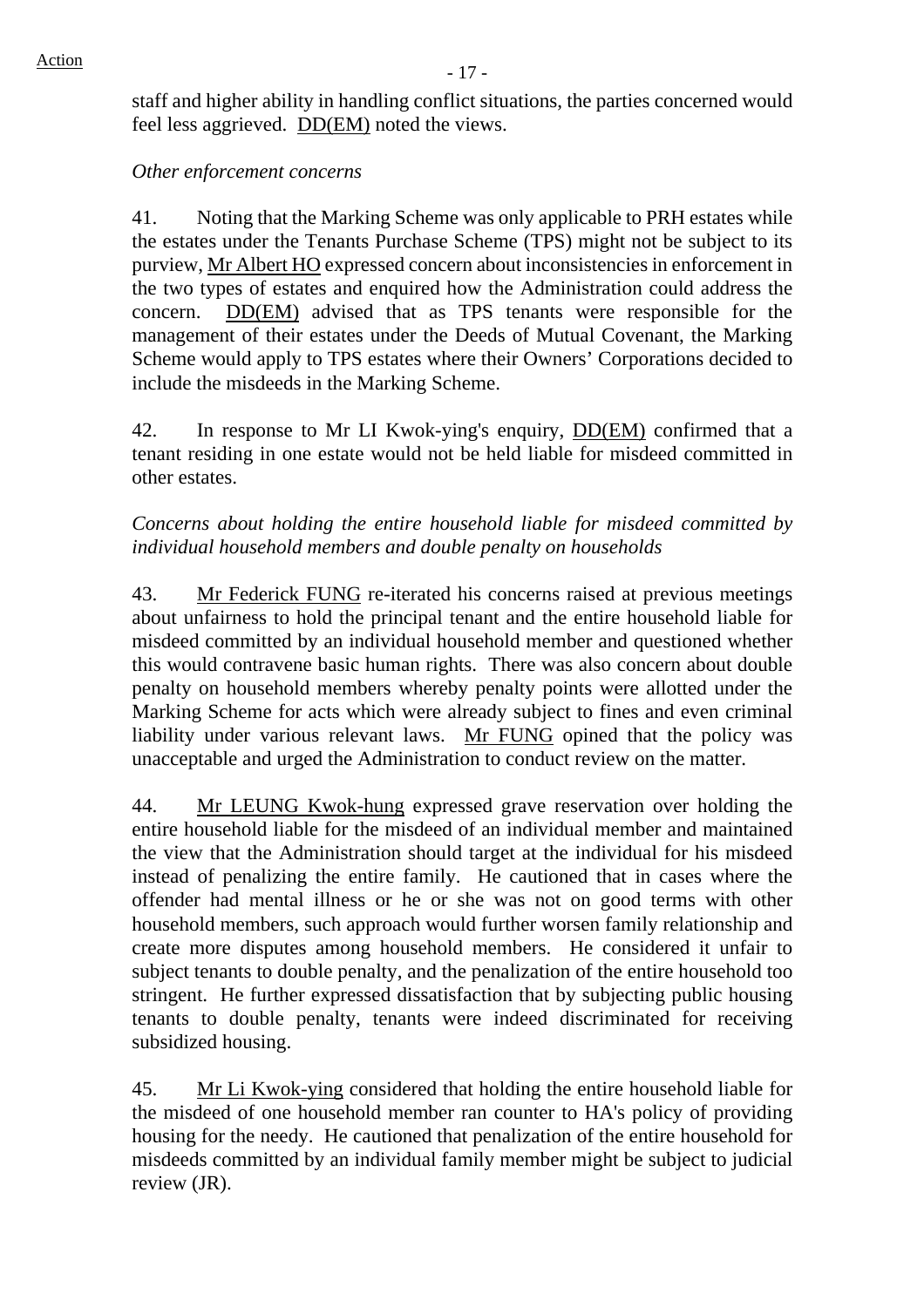staff and higher ability in handling conflict situations, the parties concerned would feel less aggrieved. DD(EM) noted the views.

*Other enforcement concerns*

41. Noting that the Marking Scheme was only applicable to PRH estates while the estates under the Tenants Purchase Scheme (TPS) might not be subject to its purview, Mr Albert HO expressed concern about inconsistencies in enforcement in the two types of estates and enquired how the Administration could address the concern. DD(EM) advised that as TPS tenants were responsible for the management of their estates under the Deeds of Mutual Covenant, the Marking Scheme would apply to TPS estates where their Owners' Corporations decided to include the misdeeds in the Marking Scheme.

42. In response to Mr LI Kwok-ying's enquiry, DD(EM) confirmed that a tenant residing in one estate would not be held liable for misdeed committed in other estates.

*Concerns about holding the entire household liable for misdeed committed by individual household members and double penalty on households*

43. Mr Federick FUNG re-iterated his concerns raised at previous meetings about unfairness to hold the principal tenant and the entire household liable for misdeed committed by an individual household member and questioned whether this would contravene basic human rights. There was also concern about double penalty on household members whereby penalty points were allotted under the Marking Scheme for acts which were already subject to fines and even criminal liability under various relevant laws. Mr FUNG opined that the policy was unacceptable and urged the Administration to conduct review on the matter.

44. Mr LEUNG Kwok-hung expressed grave reservation over holding the entire household liable for the misdeed of an individual member and maintained the view that the Administration should target at the individual for his misdeed instead of penalizing the entire family. He cautioned that in cases where the offender had mental illness or he or she was not on good terms with other household members, such approach would further worsen family relationship and create more disputes among household members. He considered it unfair to subject tenants to double penalty, and the penalization of the entire household too stringent. He further expressed dissatisfaction that by subjecting public housing tenants to double penalty, tenants were indeed discriminated for receiving subsidized housing.

45. Mr Li Kwok-ying considered that holding the entire household liable for the misdeed of one household member ran counter to HA's policy of providing housing for the needy. He cautioned that penalization of the entire household for misdeeds committed by an individual family member might be subject to judicial review (JR).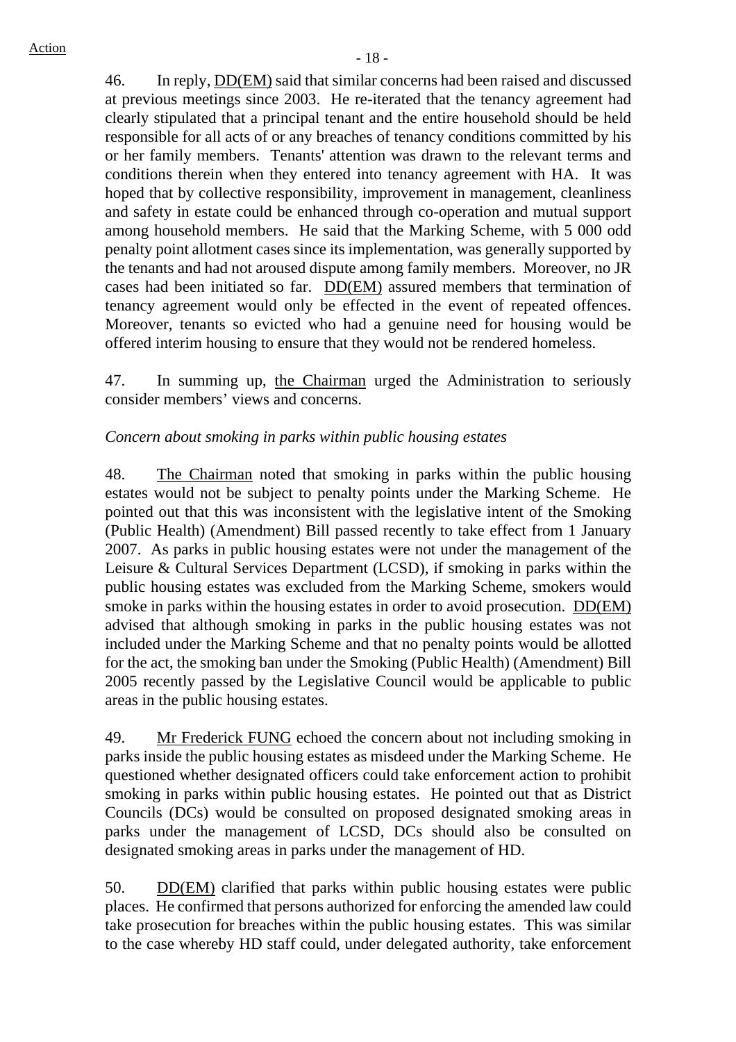46. In reply, DD(EM) said that similar concerns had been raised and discussed at previous meetings since 2003. He re-iterated that the tenancy agreement had clearly stipulated that a principal tenant and the entire household should be held responsible for all acts of or any breaches of tenancy conditions committed by his or her family members. Tenants' attention was drawn to the relevant terms and conditions therein when they entered into tenancy agreement with HA. It was hoped that by collective responsibility, improvement in management, cleanliness and safety in estate could be enhanced through co-operation and mutual support among household members. He said that the Marking Scheme, with 5 000 odd penalty point allotment cases since its implementation, was generally supported by the tenants and had not aroused dispute among family members. Moreover, no JR cases had been initiated so far. DD(EM) assured members that termination of tenancy agreement would only be effected in the event of repeated offences. Moreover, tenants so evicted who had a genuine need for housing would be offered interim housing to ensure that they would not be rendered homeless.

47. In summing up, the Chairman urged the Administration to seriously consider members' views and concerns.

*Concern about smoking in parks within public housing estates*

48. The Chairman noted that smoking in parks within the public housing estates would not be subject to penalty points under the Marking Scheme. He pointed out that this was inconsistent with the legislative intent of the Smoking (Public Health) (Amendment) Bill passed recently to take effect from 1 January 2007. As parks in public housing estates were not under the management of the Leisure & Cultural Services Department (LCSD), if smoking in parks within the public housing estates was excluded from the Marking Scheme, smokers would smoke in parks within the housing estates in order to avoid prosecution. DD(EM) advised that although smoking in parks in the public housing estates was not included under the Marking Scheme and that no penalty points would be allotted for the act, the smoking ban under the Smoking (Public Health) (Amendment) Bill 2005 recently passed by the Legislative Council would be applicable to public areas in the public housing estates.

49. Mr Frederick FUNG echoed the concern about not including smoking in parks inside the public housing estates as misdeed under the Marking Scheme. He questioned whether designated officers could take enforcement action to prohibit smoking in parks within public housing estates. He pointed out that as District Councils (DCs) would be consulted on proposed designated smoking areas in parks under the management of LCSD, DCs should also be consulted on designated smoking areas in parks under the management of HD.

50. DD(EM) clarified that parks within public housing estates were public places. He confirmed that persons authorized for enforcing the amended law could take prosecution for breaches within the public housing estates. This was similar to the case whereby HD staff could, under delegated authority, take enforcement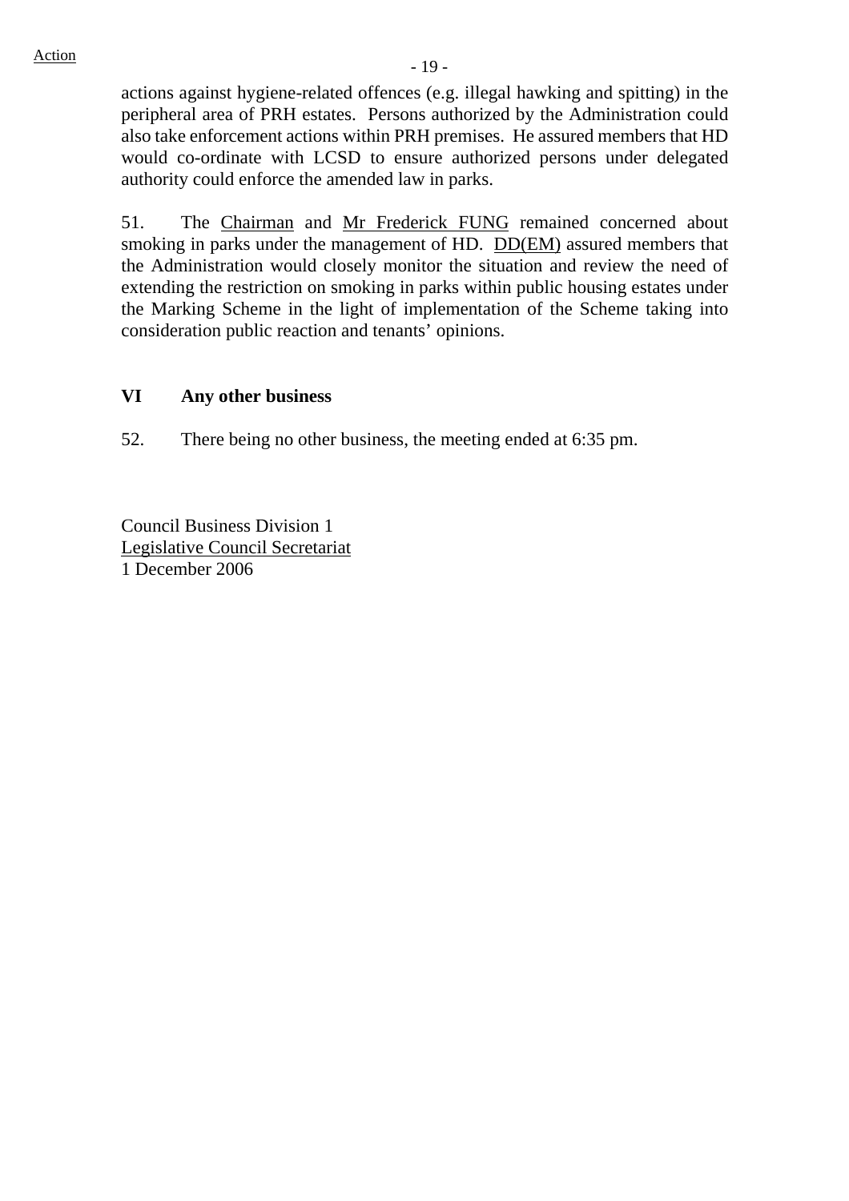actions against hygiene-related offences (e.g. illegal hawking and spitting) in the peripheral area of PRH estates. Persons authorized by the Administration could also take enforcement actions within PRH premises. He assured members that HD would co-ordinate with LCSD to ensure authorized persons under delegated authority could enforce the amended law in parks.

51. The Chairman and Mr Frederick FUNG remained concerned about smoking in parks under the management of HD. DD(EM) assured members that the Administration would closely monitor the situation and review the need of extending the restriction on smoking in parks within public housing estates under the Marking Scheme in the light of implementation of the Scheme taking into consideration public reaction and tenants' opinions.

## VI Any other business

52. There being no other business, the meeting ended at 6:35 pm.

Council Business Division 1
Legislative Council Secretariat
1 December 2006